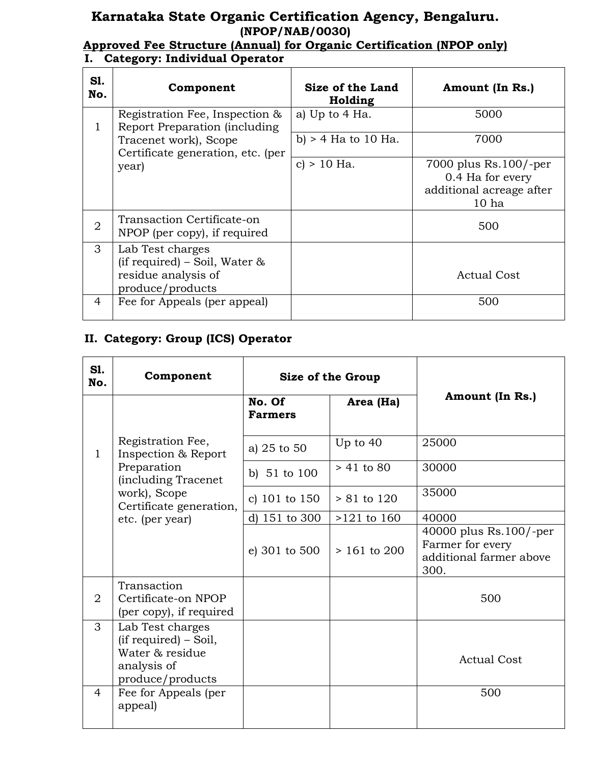# Karnataka State Organic Certification Agency, Bengaluru.

**(NPOP/NAB/0030)**

**Approved Fee Structure (Annual) for Organic Certification (NPOP only)**

## I. Category: Individual Operator

| Sl. No. | Component | Size of the Land Holding | Amount (In Rs.) |
|---|---|---|---|
| 1 | Registration Fee, Inspection & Report Preparation (including Tracenet work), Scope Certificate generation, etc. (per year) | a) Up to 4 Ha. | 5000 |
| | | b) > 4 Ha to 10 Ha. | 7000 |
| | | c) > 10 Ha. | 7000 plus Rs.100/-per 0.4 Ha for every additional acreage after 10 ha |
| 2 | Transaction Certificate-on NPOP (per copy), if required | | 500 |
| 3 | Lab Test charges (if required) – Soil, Water & residue analysis of produce/products | | Actual Cost |
| 4 | Fee for Appeals (per appeal) | | 500 |

## II. Category: Group (ICS) Operator

| Sl. No. | Component | Size of the Group | | Amount (In Rs.) |
|---|---|---|---|---|
| | | No. Of Farmers | Area (Ha) | |
| 1 | Registration Fee, Inspection & Report Preparation (including Tracenet work), Scope Certificate generation, etc. (per year) | a) 25 to 50 | Up to 40 | 25000 |
| | | b) 51 to 100 | > 41 to 80 | 30000 |
| | | c) 101 to 150 | > 81 to 120 | 35000 |
| | | d) 151 to 300 | >121 to 160 | 40000 |
| | | e) 301 to 500 | > 161 to 200 | 40000 plus Rs.100/-per Farmer for every additional farmer above 300. |
| 2 | Transaction Certificate-on NPOP (per copy), if required | | | 500 |
| 3 | Lab Test charges (if required) – Soil, Water & residue analysis of produce/products | | | Actual Cost |
| 4 | Fee for Appeals (per appeal) | | | 500 |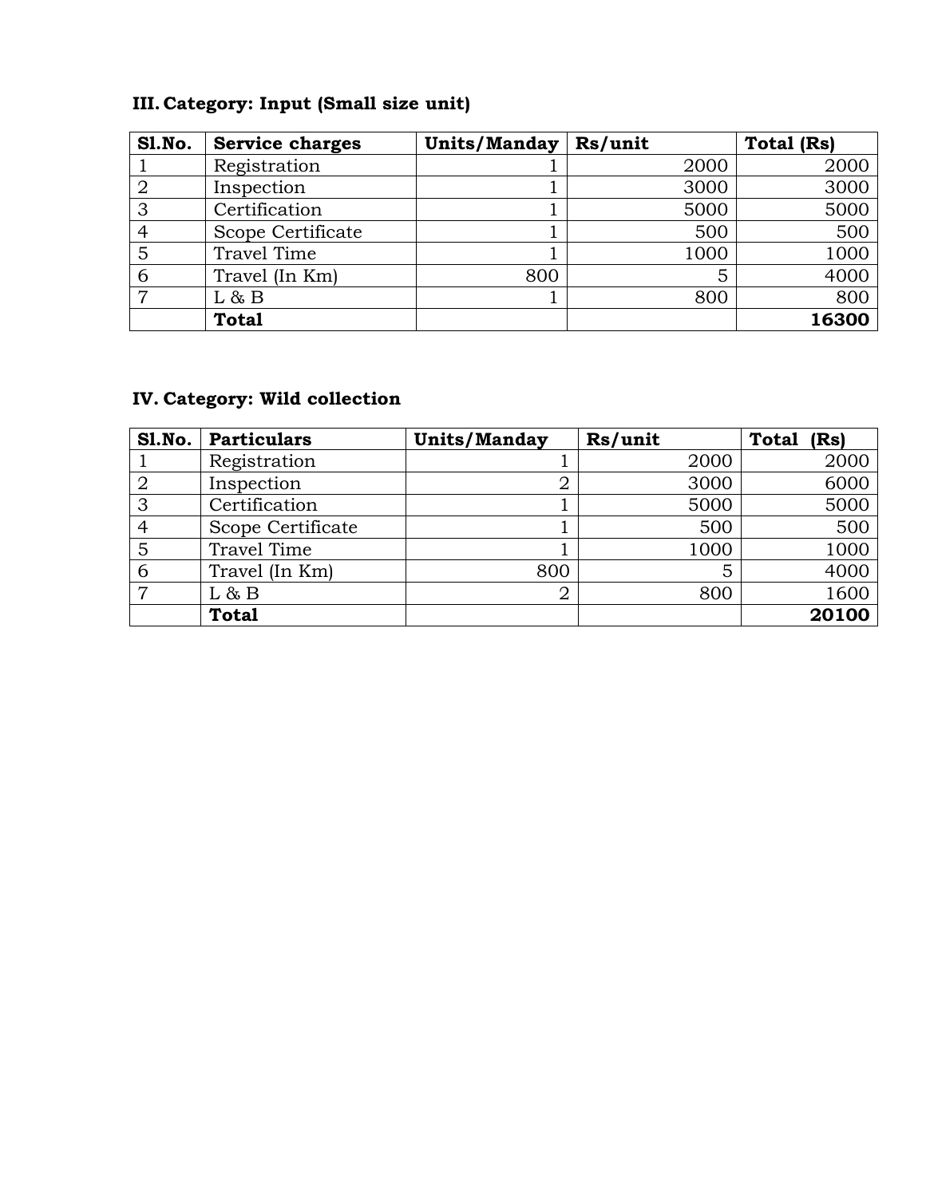### III. Category: Input (Small size unit)

| Sl.No. | Service charges | Units/Manday | Rs/unit | Total (Rs) |
|---|---|---|---|---|
| 1 | Registration | 1 | 2000 | 2000 |
| 2 | Inspection | 1 | 3000 | 3000 |
| 3 | Certification | 1 | 5000 | 5000 |
| 4 | Scope Certificate | 1 | 500 | 500 |
| 5 | Travel Time | 1 | 1000 | 1000 |
| 6 | Travel (In Km) | 800 | 5 | 4000 |
| 7 | L & B | 1 | 800 | 800 |
| | **Total** | | | **16300** |

### IV. Category: Wild collection

| Sl.No. | Particulars | Units/Manday | Rs/unit | Total (Rs) |
|---|---|---|---|---|
| 1 | Registration | 1 | 2000 | 2000 |
| 2 | Inspection | 2 | 3000 | 6000 |
| 3 | Certification | 1 | 5000 | 5000 |
| 4 | Scope Certificate | 1 | 500 | 500 |
| 5 | Travel Time | 1 | 1000 | 1000 |
| 6 | Travel (In Km) | 800 | 5 | 4000 |
| 7 | L & B | 2 | 800 | 1600 |
| | **Total** | | | **20100** |